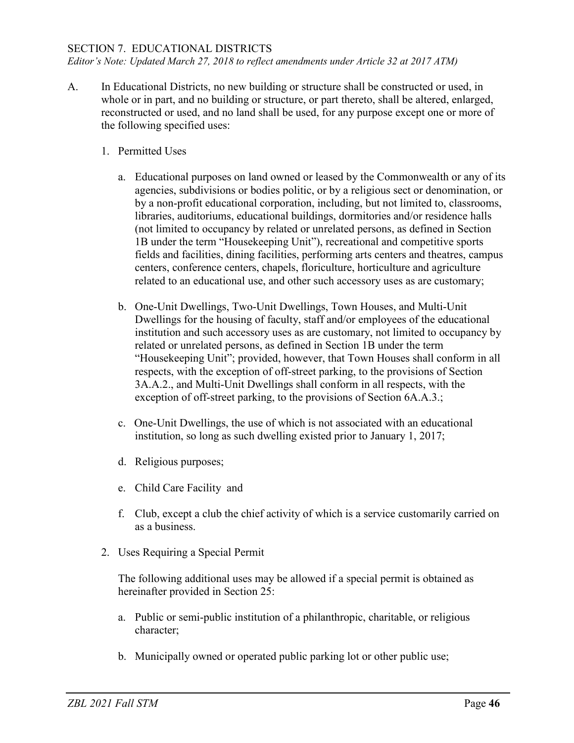## SECTION 7. EDUCATIONAL DISTRICTS

*Editor's Note: Updated March 27, 2018 to reflect amendments under Article 32 at 2017 ATM)*

A. In Educational Districts, no new building or structure shall be constructed or used, in whole or in part, and no building or structure, or part thereto, shall be altered, enlarged, reconstructed or used, and no land shall be used, for any purpose except one or more of the following specified uses:

1. Permitted Uses

   a. Educational purposes on land owned or leased by the Commonwealth or any of its agencies, subdivisions or bodies politic, or by a religious sect or denomination, or by a non-profit educational corporation, including, but not limited to, classrooms, libraries, auditoriums, educational buildings, dormitories and/or residence halls (not limited to occupancy by related or unrelated persons, as defined in Section 1B under the term "Housekeeping Unit"), recreational and competitive sports fields and facilities, dining facilities, performing arts centers and theatres, campus centers, conference centers, chapels, floriculture, horticulture and agriculture related to an educational use, and other such accessory uses as are customary;

   b. One-Unit Dwellings, Two-Unit Dwellings, Town Houses, and Multi-Unit Dwellings for the housing of faculty, staff and/or employees of the educational institution and such accessory uses as are customary, not limited to occupancy by related or unrelated persons, as defined in Section 1B under the term "Housekeeping Unit"; provided, however, that Town Houses shall conform in all respects, with the exception of off-street parking, to the provisions of Section 3A.A.2., and Multi-Unit Dwellings shall conform in all respects, with the exception of off-street parking, to the provisions of Section 6A.A.3.;

   c. One-Unit Dwellings, the use of which is not associated with an educational institution, so long as such dwelling existed prior to January 1, 2017;

   d. Religious purposes;

   e. Child Care Facility and

   f. Club, except a club the chief activity of which is a service customarily carried on as a business.

2. Uses Requiring a Special Permit

   The following additional uses may be allowed if a special permit is obtained as hereinafter provided in Section 25:

   a. Public or semi-public institution of a philanthropic, charitable, or religious character;

   b. Municipally owned or operated public parking lot or other public use;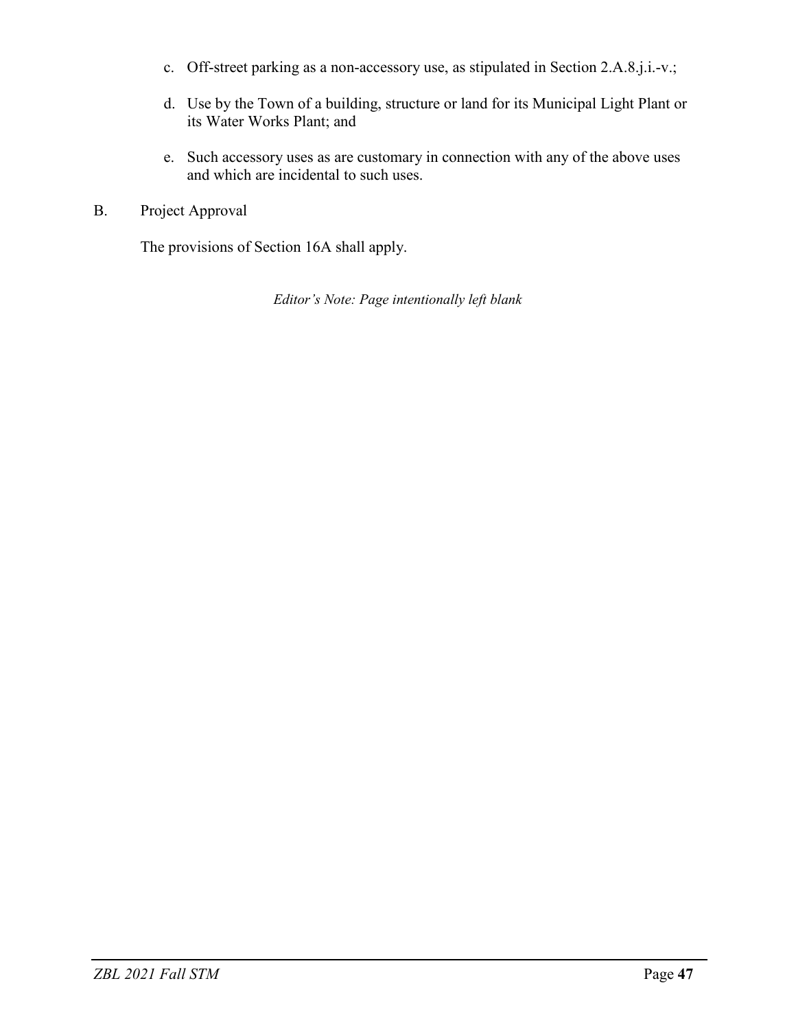c. Off-street parking as a non-accessory use, as stipulated in Section 2.A.8.j.i.-v.;

d. Use by the Town of a building, structure or land for its Municipal Light Plant or its Water Works Plant; and

e. Such accessory uses as are customary in connection with any of the above uses and which are incidental to such uses.

B. Project Approval

The provisions of Section 16A shall apply.

*Editor's Note: Page intentionally left blank*